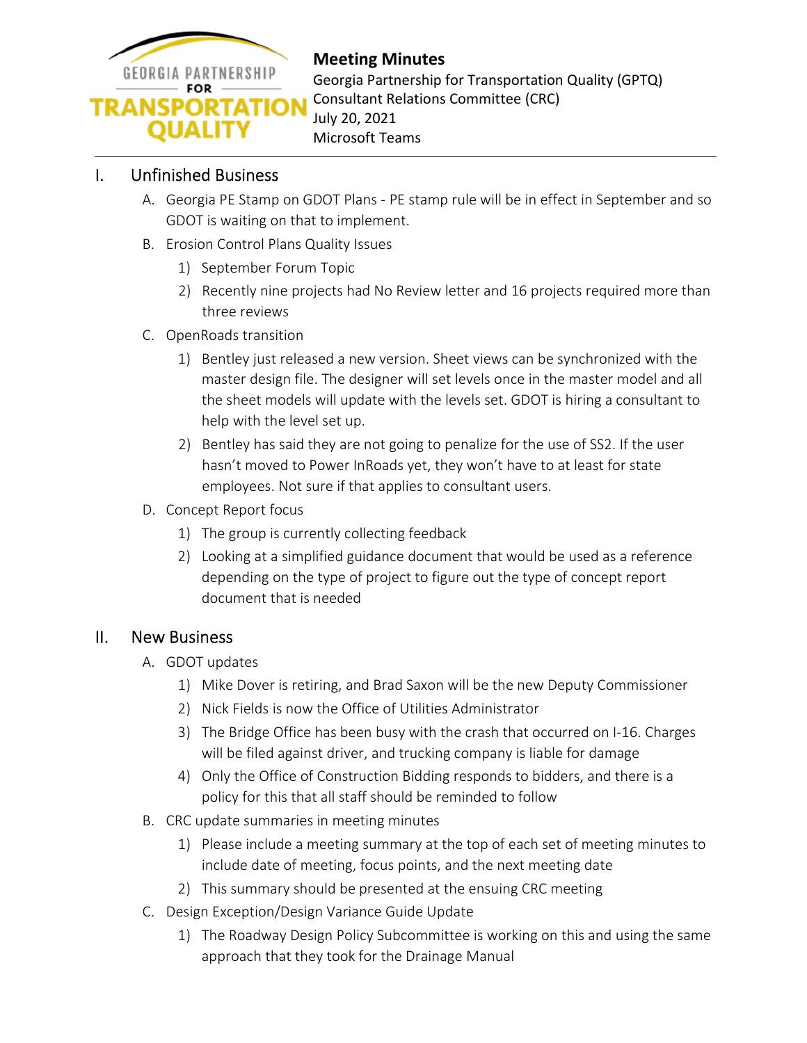# Meeting Minutes

Georgia Partnership for Transportation Quality (GPTQ)
Consultant Relations Committee (CRC)
July 20, 2021
Microsoft Teams

## I. Unfinished Business

A. Georgia PE Stamp on GDOT Plans - PE stamp rule will be in effect in September and so GDOT is waiting on that to implement.

B. Erosion Control Plans Quality Issues

1) September Forum Topic
2) Recently nine projects had No Review letter and 16 projects required more than three reviews

C. OpenRoads transition

1) Bentley just released a new version. Sheet views can be synchronized with the master design file. The designer will set levels once in the master model and all the sheet models will update with the levels set. GDOT is hiring a consultant to help with the level set up.
2) Bentley has said they are not going to penalize for the use of SS2. If the user hasn't moved to Power InRoads yet, they won't have to at least for state employees. Not sure if that applies to consultant users.

D. Concept Report focus

1) The group is currently collecting feedback
2) Looking at a simplified guidance document that would be used as a reference depending on the type of project to figure out the type of concept report document that is needed

## II. New Business

A. GDOT updates

1) Mike Dover is retiring, and Brad Saxon will be the new Deputy Commissioner
2) Nick Fields is now the Office of Utilities Administrator
3) The Bridge Office has been busy with the crash that occurred on I-16. Charges will be filed against driver, and trucking company is liable for damage
4) Only the Office of Construction Bidding responds to bidders, and there is a policy for this that all staff should be reminded to follow

B. CRC update summaries in meeting minutes

1) Please include a meeting summary at the top of each set of meeting minutes to include date of meeting, focus points, and the next meeting date
2) This summary should be presented at the ensuing CRC meeting

C. Design Exception/Design Variance Guide Update

1) The Roadway Design Policy Subcommittee is working on this and using the same approach that they took for the Drainage Manual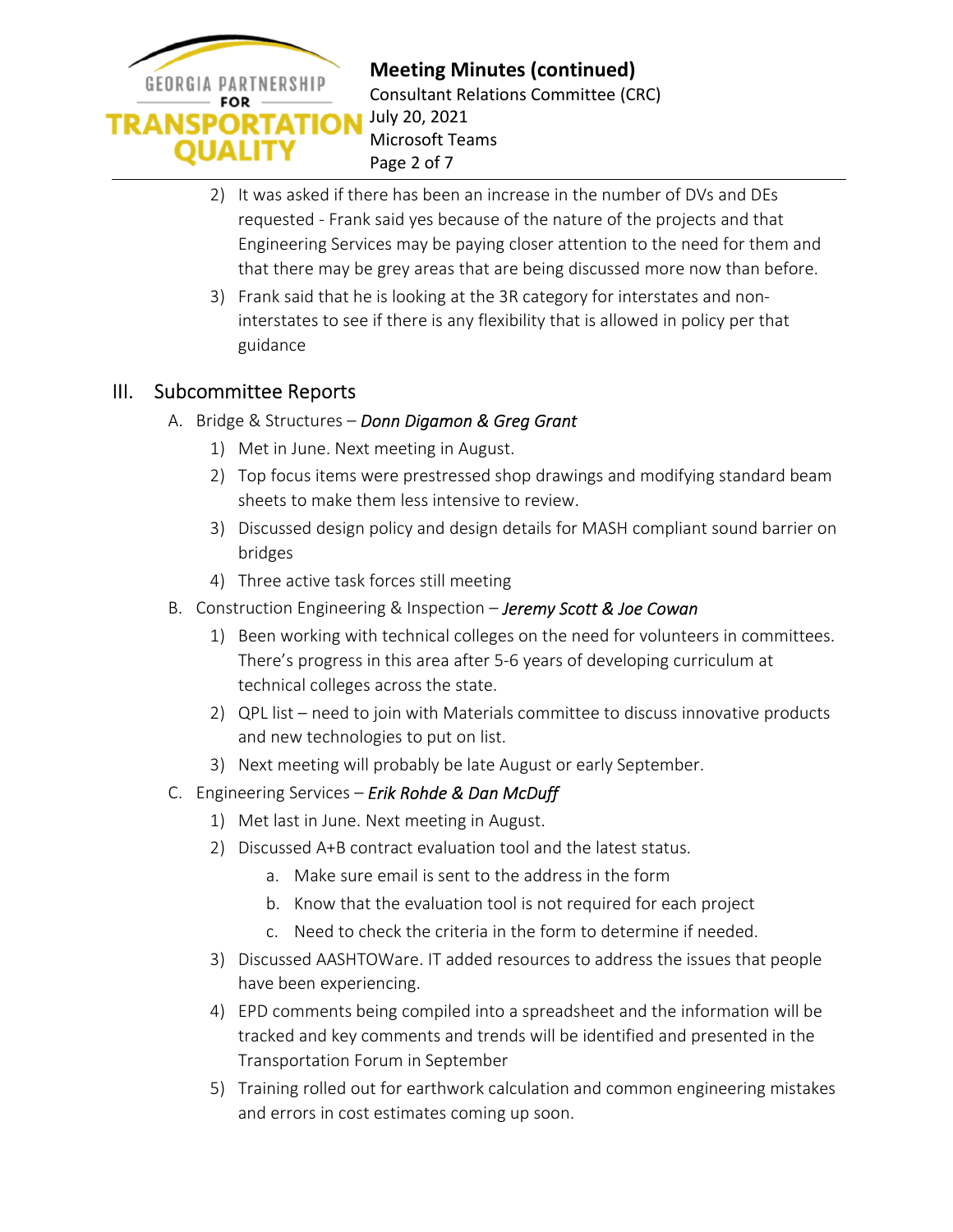2) It was asked if there has been an increase in the number of DVs and DEs requested - Frank said yes because of the nature of the projects and that Engineering Services may be paying closer attention to the need for them and that there may be grey areas that are being discussed more now than before.
3) Frank said that he is looking at the 3R category for interstates and non-interstates to see if there is any flexibility that is allowed in policy per that guidance

## III. Subcommittee Reports

A. Bridge & Structures – ***Donn Digamon & Greg Grant***

1) Met in June. Next meeting in August.
2) Top focus items were prestressed shop drawings and modifying standard beam sheets to make them less intensive to review.
3) Discussed design policy and design details for MASH compliant sound barrier on bridges
4) Three active task forces still meeting

B. Construction Engineering & Inspection – ***Jeremy Scott & Joe Cowan***

1) Been working with technical colleges on the need for volunteers in committees. There's progress in this area after 5-6 years of developing curriculum at technical colleges across the state.
2) QPL list – need to join with Materials committee to discuss innovative products and new technologies to put on list.
3) Next meeting will probably be late August or early September.

C. Engineering Services – ***Erik Rohde & Dan McDuff***

1) Met last in June. Next meeting in August.
2) Discussed A+B contract evaluation tool and the latest status.
    a. Make sure email is sent to the address in the form
    b. Know that the evaluation tool is not required for each project
    c. Need to check the criteria in the form to determine if needed.
3) Discussed AASHTOWare. IT added resources to address the issues that people have been experiencing.
4) EPD comments being compiled into a spreadsheet and the information will be tracked and key comments and trends will be identified and presented in the Transportation Forum in September
5) Training rolled out for earthwork calculation and common engineering mistakes and errors in cost estimates coming up soon.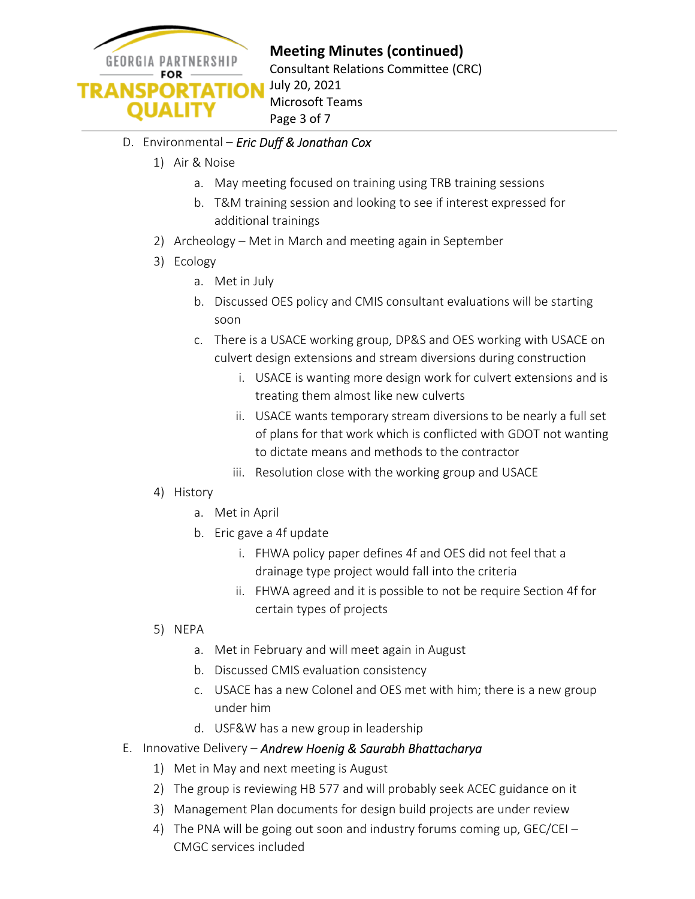D. Environmental – *Eric Duff & Jonathan Cox*

1) Air & Noise
    a. May meeting focused on training using TRB training sessions
    b. T&M training session and looking to see if interest expressed for additional trainings
2) Archeology – Met in March and meeting again in September
3) Ecology
    a. Met in July
    b. Discussed OES policy and CMIS consultant evaluations will be starting soon
    c. There is a USACE working group, DP&S and OES working with USACE on culvert design extensions and stream diversions during construction
        i. USACE is wanting more design work for culvert extensions and is treating them almost like new culverts
        ii. USACE wants temporary stream diversions to be nearly a full set of plans for that work which is conflicted with GDOT not wanting to dictate means and methods to the contractor
        iii. Resolution close with the working group and USACE
4) History
    a. Met in April
    b. Eric gave a 4f update
        i. FHWA policy paper defines 4f and OES did not feel that a drainage type project would fall into the criteria
        ii. FHWA agreed and it is possible to not be require Section 4f for certain types of projects
5) NEPA
    a. Met in February and will meet again in August
    b. Discussed CMIS evaluation consistency
    c. USACE has a new Colonel and OES met with him; there is a new group under him
    d. USF&W has a new group in leadership

E. Innovative Delivery – *Andrew Hoenig & Saurabh Bhattacharya*

1) Met in May and next meeting is August
2) The group is reviewing HB 577 and will probably seek ACEC guidance on it
3) Management Plan documents for design build projects are under review
4) The PNA will be going out soon and industry forums coming up, GEC/CEI – CMGC services included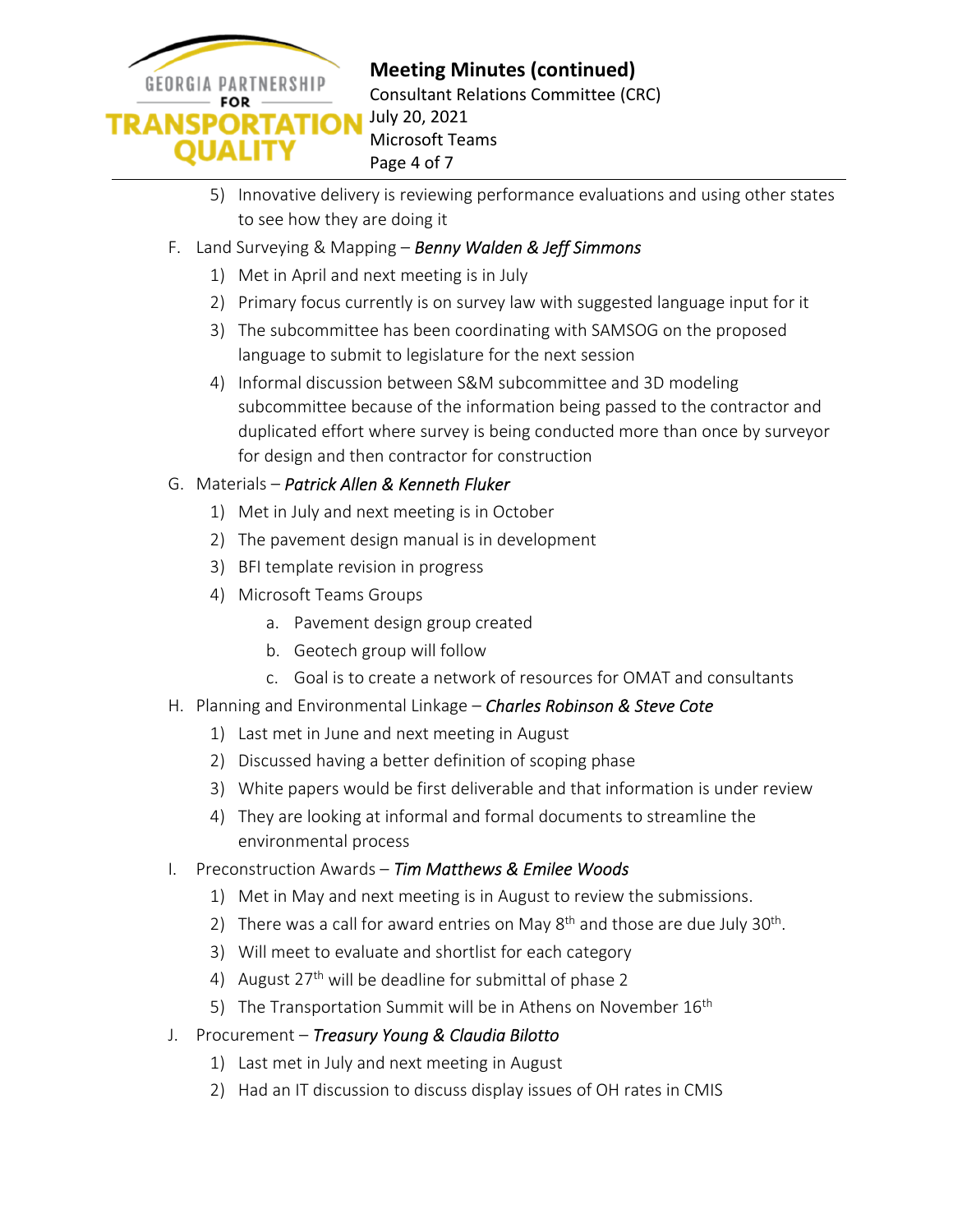5) Innovative delivery is reviewing performance evaluations and using other states to see how they are doing it

F. Land Surveying & Mapping – *Benny Walden & Jeff Simmons*

1) Met in April and next meeting is in July
2) Primary focus currently is on survey law with suggested language input for it
3) The subcommittee has been coordinating with SAMSOG on the proposed language to submit to legislature for the next session
4) Informal discussion between S&M subcommittee and 3D modeling subcommittee because of the information being passed to the contractor and duplicated effort where survey is being conducted more than once by surveyor for design and then contractor for construction

G. Materials – *Patrick Allen & Kenneth Fluker*

1) Met in July and next meeting is in October
2) The pavement design manual is in development
3) BFI template revision in progress
4) Microsoft Teams Groups
   a. Pavement design group created
   b. Geotech group will follow
   c. Goal is to create a network of resources for OMAT and consultants

H. Planning and Environmental Linkage – *Charles Robinson & Steve Cote*

1) Last met in June and next meeting in August
2) Discussed having a better definition of scoping phase
3) White papers would be first deliverable and that information is under review
4) They are looking at informal and formal documents to streamline the environmental process

I. Preconstruction Awards – *Tim Matthews & Emilee Woods*

1) Met in May and next meeting is in August to review the submissions.
2) There was a call for award entries on May 8th and those are due July 30th.
3) Will meet to evaluate and shortlist for each category
4) August 27th will be deadline for submittal of phase 2
5) The Transportation Summit will be in Athens on November 16th

J. Procurement – *Treasury Young & Claudia Bilotto*

1) Last met in July and next meeting in August
2) Had an IT discussion to discuss display issues of OH rates in CMIS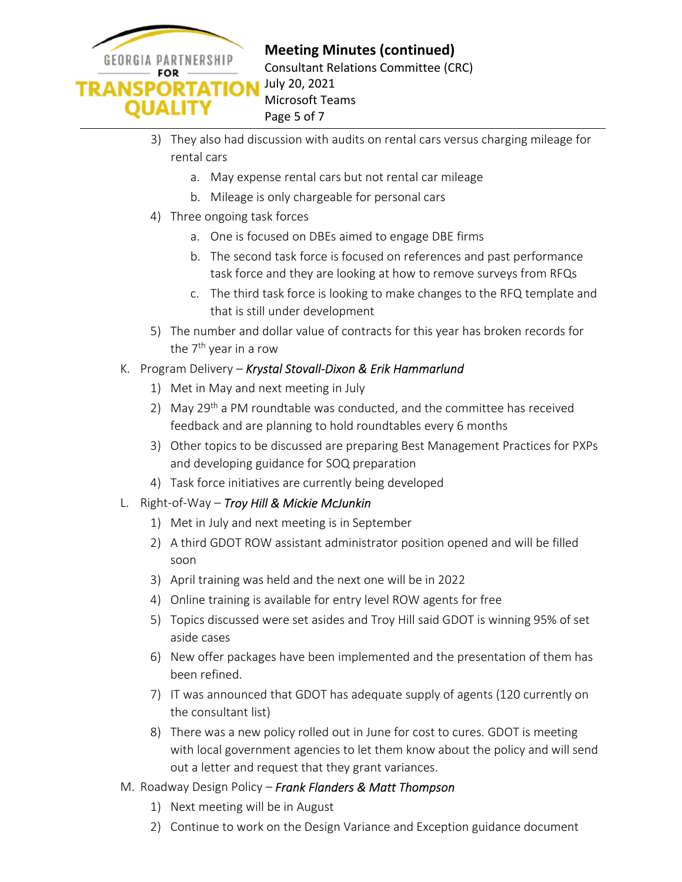3) They also had discussion with audits on rental cars versus charging mileage for rental cars
    a. May expense rental cars but not rental car mileage
    b. Mileage is only chargeable for personal cars
4) Three ongoing task forces
    a. One is focused on DBEs aimed to engage DBE firms
    b. The second task force is focused on references and past performance task force and they are looking at how to remove surveys from RFQs
    c. The third task force is looking to make changes to the RFQ template and that is still under development
5) The number and dollar value of contracts for this year has broken records for the 7th year in a row

K. Program Delivery – *Krystal Stovall-Dixon & Erik Hammarlund*
    1) Met in May and next meeting in July
    2) May 29th a PM roundtable was conducted, and the committee has received feedback and are planning to hold roundtables every 6 months
    3) Other topics to be discussed are preparing Best Management Practices for PXPs and developing guidance for SOQ preparation
    4) Task force initiatives are currently being developed

L. Right-of-Way – *Troy Hill & Mickie McJunkin*
    1) Met in July and next meeting is in September
    2) A third GDOT ROW assistant administrator position opened and will be filled soon
    3) April training was held and the next one will be in 2022
    4) Online training is available for entry level ROW agents for free
    5) Topics discussed were set asides and Troy Hill said GDOT is winning 95% of set aside cases
    6) New offer packages have been implemented and the presentation of them has been refined.
    7) IT was announced that GDOT has adequate supply of agents (120 currently on the consultant list)
    8) There was a new policy rolled out in June for cost to cures. GDOT is meeting with local government agencies to let them know about the policy and will send out a letter and request that they grant variances.

M. Roadway Design Policy – *Frank Flanders & Matt Thompson*
    1) Next meeting will be in August
    2) Continue to work on the Design Variance and Exception guidance document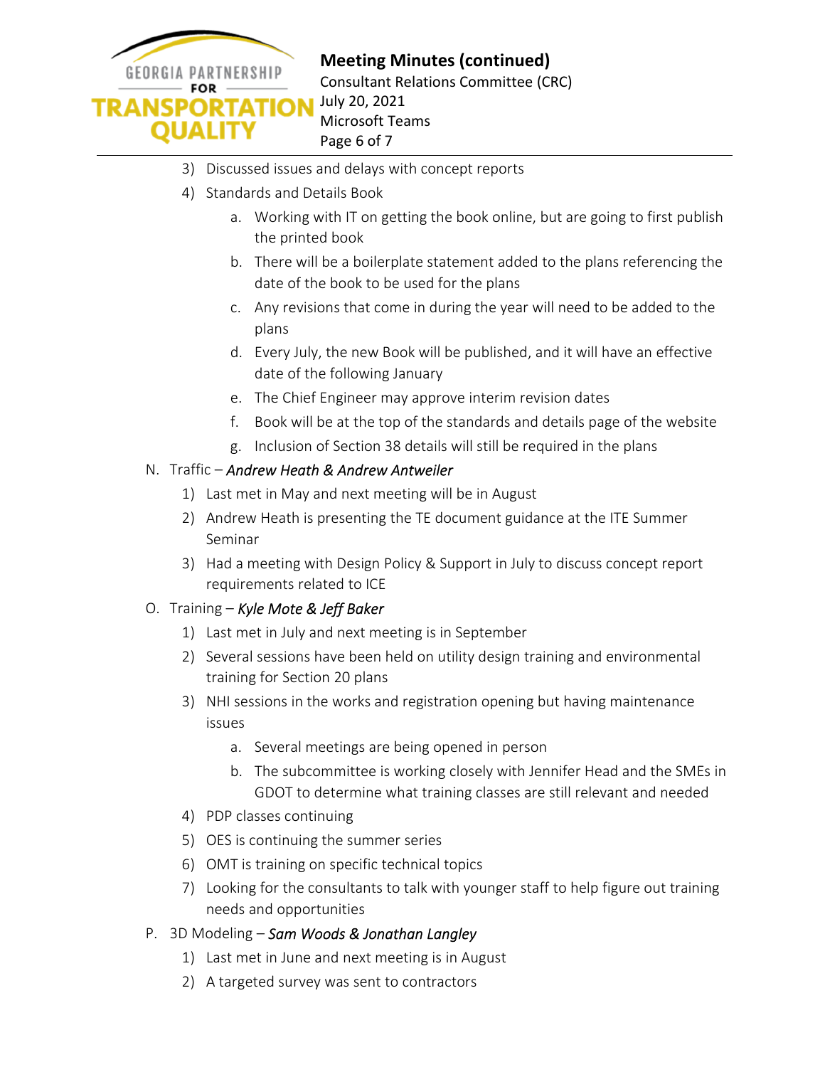3) Discussed issues and delays with concept reports
4) Standards and Details Book
    a. Working with IT on getting the book online, but are going to first publish the printed book
    b. There will be a boilerplate statement added to the plans referencing the date of the book to be used for the plans
    c. Any revisions that come in during the year will need to be added to the plans
    d. Every July, the new Book will be published, and it will have an effective date of the following January
    e. The Chief Engineer may approve interim revision dates
    f. Book will be at the top of the standards and details page of the website
    g. Inclusion of Section 38 details will still be required in the plans

N. Traffic – ***Andrew Heath & Andrew Antweiler***
1) Last met in May and next meeting will be in August
2) Andrew Heath is presenting the TE document guidance at the ITE Summer Seminar
3) Had a meeting with Design Policy & Support in July to discuss concept report requirements related to ICE

O. Training – ***Kyle Mote & Jeff Baker***
1) Last met in July and next meeting is in September
2) Several sessions have been held on utility design training and environmental training for Section 20 plans
3) NHI sessions in the works and registration opening but having maintenance issues
    a. Several meetings are being opened in person
    b. The subcommittee is working closely with Jennifer Head and the SMEs in GDOT to determine what training classes are still relevant and needed
4) PDP classes continuing
5) OES is continuing the summer series
6) OMT is training on specific technical topics
7) Looking for the consultants to talk with younger staff to help figure out training needs and opportunities

P. 3D Modeling – ***Sam Woods & Jonathan Langley***
1) Last met in June and next meeting is in August
2) A targeted survey was sent to contractors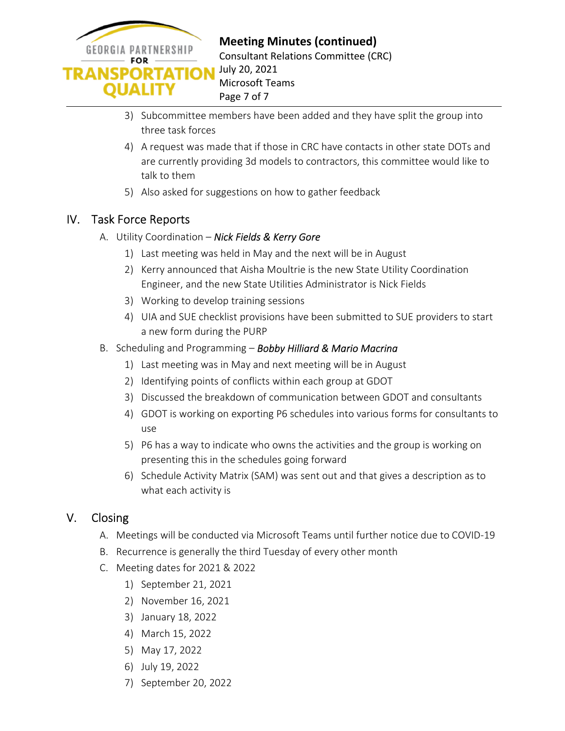3) Subcommittee members have been added and they have split the group into three task forces
4) A request was made that if those in CRC have contacts in other state DOTs and are currently providing 3d models to contractors, this committee would like to talk to them
5) Also asked for suggestions on how to gather feedback

## IV. Task Force Reports

A. Utility Coordination – ***Nick Fields & Kerry Gore***

1) Last meeting was held in May and the next will be in August
2) Kerry announced that Aisha Moultrie is the new State Utility Coordination Engineer, and the new State Utilities Administrator is Nick Fields
3) Working to develop training sessions
4) UIA and SUE checklist provisions have been submitted to SUE providers to start a new form during the PURP

B. Scheduling and Programming – ***Bobby Hilliard & Mario Macrina***

1) Last meeting was in May and next meeting will be in August
2) Identifying points of conflicts within each group at GDOT
3) Discussed the breakdown of communication between GDOT and consultants
4) GDOT is working on exporting P6 schedules into various forms for consultants to use
5) P6 has a way to indicate who owns the activities and the group is working on presenting this in the schedules going forward
6) Schedule Activity Matrix (SAM) was sent out and that gives a description as to what each activity is

## V. Closing

A. Meetings will be conducted via Microsoft Teams until further notice due to COVID-19

B. Recurrence is generally the third Tuesday of every other month

C. Meeting dates for 2021 & 2022

1) September 21, 2021
2) November 16, 2021
3) January 18, 2022
4) March 15, 2022
5) May 17, 2022
6) July 19, 2022
7) September 20, 2022